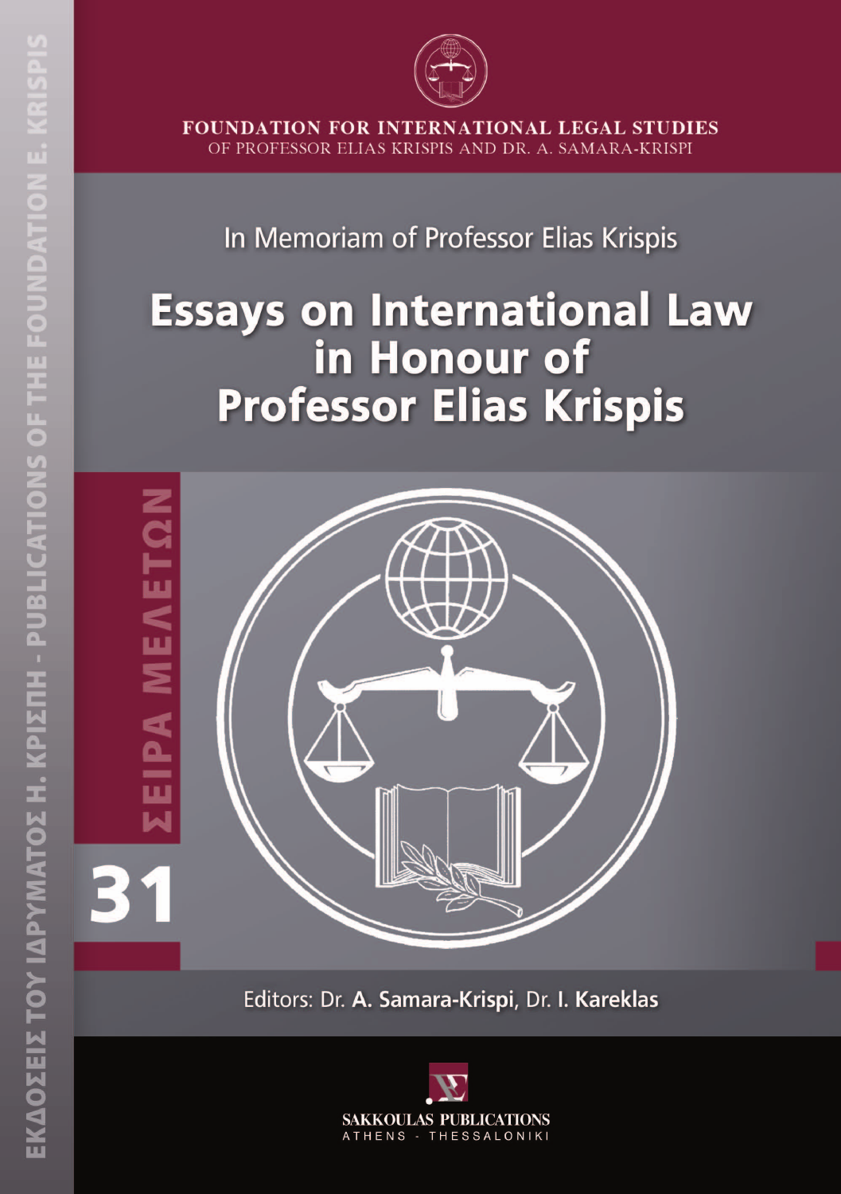ΕΚΔΟΣΕΙΣ ΤΟΥ ΙΔΡΥΜΑΤΟΣ Η. ΚΡΙΣΠΗ - PUBLICATIONS OF THE FOUNDATION E. KRISPIS

**FOUNDATION FOR INTERNATIONAL LEGAL STUDIES**
OF PROFESSOR ELIAS KRISPIS AND DR. A. SAMARA-KRISPI

In Memoriam of Professor Elias Krispis

# Essays on International Law in Honour of Professor Elias Krispis

ΣΕΙΡΑ ΜΕΛΕΤΩΝ

31

Editors: Dr. **A. Samara-Krispi**, Dr. **I. Kareklas**

SAKKOULAS PUBLICATIONS
ATHENS - THESSALONIKI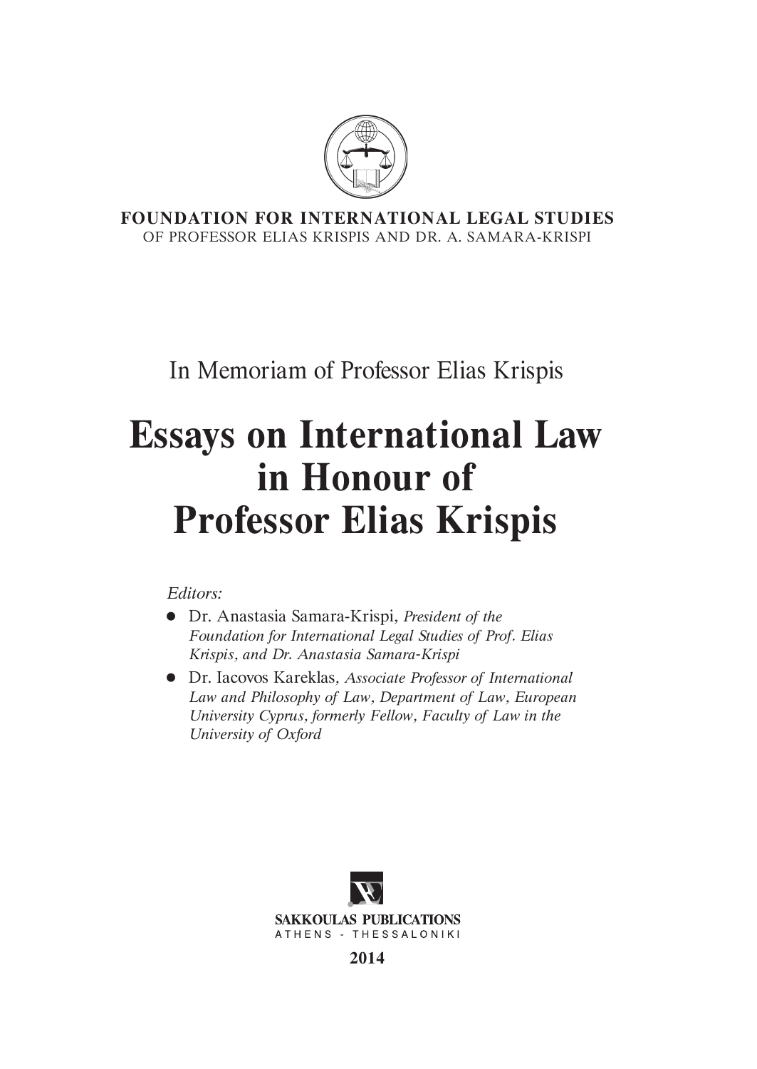**FOUNDATION FOR INTERNATIONAL LEGAL STUDIES**
OF PROFESSOR ELIAS KRISPIS AND DR. A. SAMARA-KRISPI

In Memoriam of Professor Elias Krispis

# Essays on International Law in Honour of Professor Elias Krispis

*Editors:*

- Dr. Anastasia Samara-Krispi, *President of the Foundation for International Legal Studies of Prof. Elias Krispis, and Dr. Anastasia Samara-Krispi*
- Dr. Iacovos Kareklas, *Associate Professor of International Law and Philosophy of Law, Department of Law, European University Cyprus, formerly Fellow, Faculty of Law in the University of Oxford*

SAKKOULAS PUBLICATIONS
ATHENS - THESSALONIKI

2014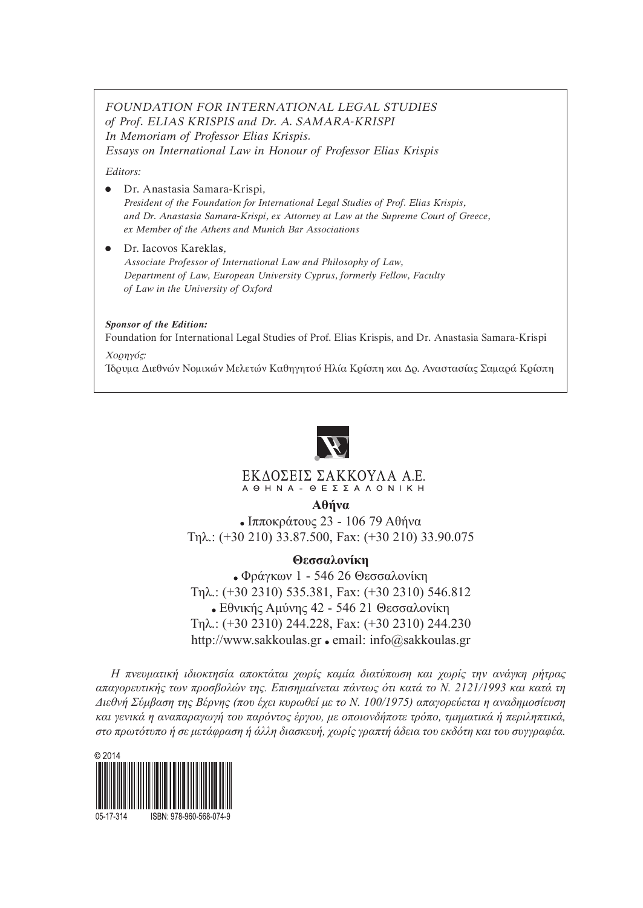*FOUNDATION FOR INTERNATIONAL LEGAL STUDIES*
*of Prof. ELIAS KRISPIS and Dr. A. SAMARA-KRISPI*
*In Memoriam of Professor Elias Krispis.*
*Essays on International Law in Honour of Professor Elias Krispis*

*Editors:*

- Dr. Anastasia Samara-Krispi,
  *President of the Foundation for International Legal Studies of Prof. Elias Krispis, and Dr. Anastasia Samara-Krispi, ex Attorney at Law at the Supreme Court of Greece, ex Member of the Athens and Munich Bar Associations*
- Dr. Iacovos Kareklas,
  *Associate Professor of International Law and Philosophy of Law, Department of Law, European University Cyprus, formerly Fellow, Faculty of Law in the University of Oxford*

***Sponsor of the Edition:***
Foundation for International Legal Studies of Prof. Elias Krispis, and Dr. Anastasia Samara-Krispi

*Χορηγός:*
Ίδρυμα Διεθνών Νομικών Μελετών Καθηγητού Ηλία Κρίσπη και Δρ. Αναστασίας Σαμαρά Κρίσπη

ΕΚΔΟΣΕΙΣ ΣΑΚΚΟΥΛΑ Α.Ε.
ΑΘΗΝΑ - ΘΕΣΣΑΛΟΝΙΚΗ

**Αθήνα**
• Ιπποκράτους 23 - 106 79 Αθήνα
Τηλ.: (+30 210) 33.87.500, Fax: (+30 210) 33.90.075

**Θεσσαλονίκη**
• Φράγκων 1 - 546 26 Θεσσαλονίκη
Τηλ.: (+30 2310) 535.381, Fax: (+30 2310) 546.812
• Εθνικής Αμύνης 42 - 546 21 Θεσσαλονίκη
Τηλ.: (+30 2310) 244.228, Fax: (+30 2310) 244.230
http://www.sakkoulas.gr • email: info@sakkoulas.gr

*Η πνευματική ιδιοκτησία αποκτάται χωρίς καμία διατύπωση και χωρίς την ανάγκη ρήτρας απαγορευτικής των προσβολών της. Επισημαίνεται πάντως ότι κατά το Ν. 2121/1993 και κατά τη Διεθνή Σύμβαση της Βέρνης (που έχει κυρωθεί με το Ν. 100/1975) απαγορεύεται η αναδημοσίευση και γενικά η αναπαραγωγή του παρόντος έργου, με οποιονδήποτε τρόπο, τμηματικά ή περιληπτικά, στο πρωτότυπο ή σε μετάφραση ή άλλη διασκευή, χωρίς γραπτή άδεια του εκδότη και του συγγραφέα.*

© 2014

05-17-314 ISBN: 978-960-568-074-9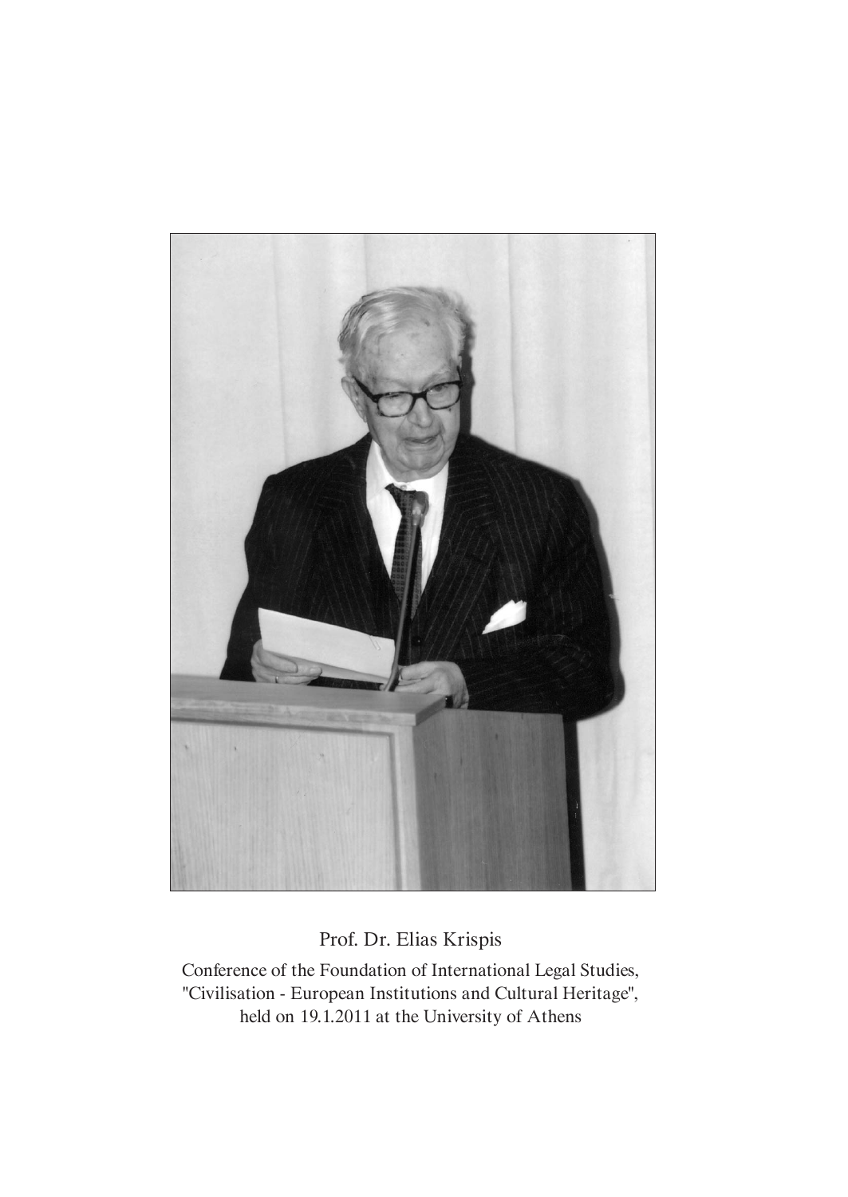Prof. Dr. Elias Krispis

Conference of the Foundation of International Legal Studies, "Civilisation - European Institutions and Cultural Heritage", held on 19.1.2011 at the University of Athens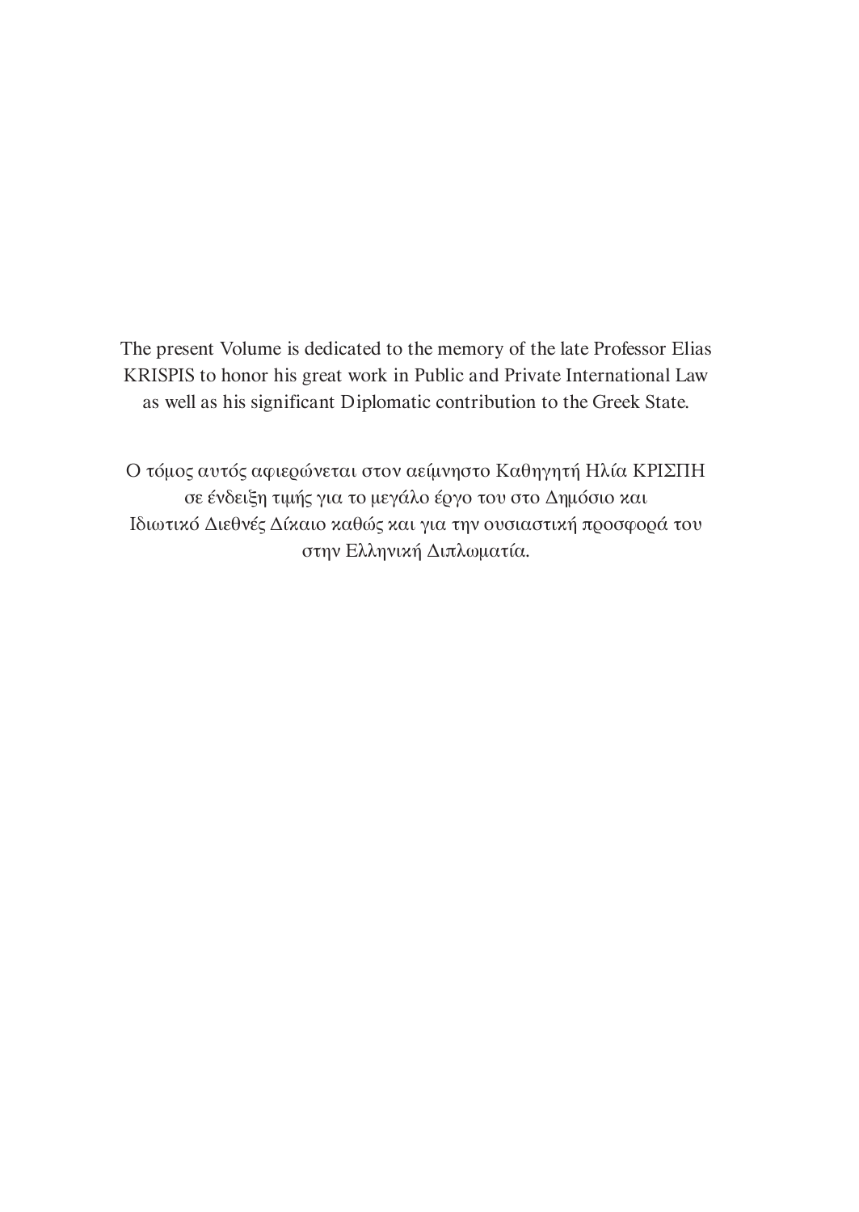The present Volume is dedicated to the memory of the late Professor Elias KRISPIS to honor his great work in Public and Private International Law as well as his significant Diplomatic contribution to the Greek State.

Ο τόμος αυτός αφιερώνεται στον αείμνηστο Καθηγητή Ηλία ΚΡΙΣΠΗ σε ένδειξη τιμής για το μεγάλο έργο του στο Δημόσιο και Ιδιωτικό Διεθνές Δίκαιο καθώς και για την ουσιαστική προσφορά του στην Ελληνική Διπλωματία.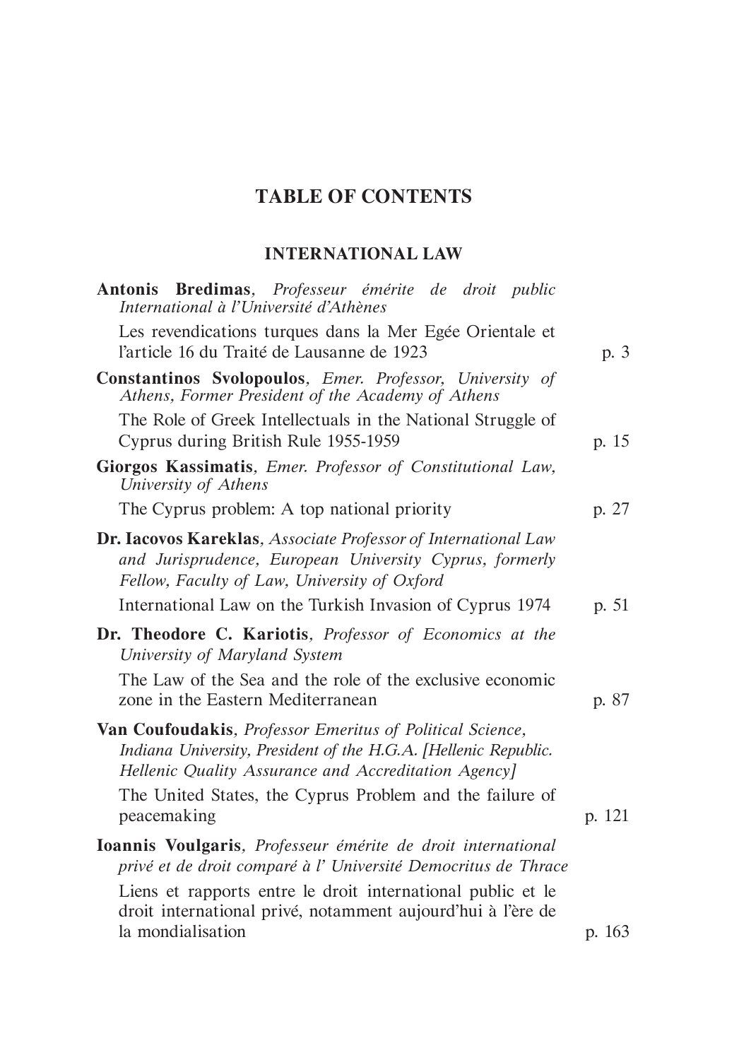# TABLE OF CONTENTS

## INTERNATIONAL LAW

**Antonis Bredimas**, *Professeur émérite de droit public International à l'Université d'Athènes*

Les revendications turques dans la Mer Egée Orientale et l'article 16 du Traité de Lausanne de 1923 — p. 3

**Constantinos Svolopoulos**, *Emer. Professor, University of Athens, Former President of the Academy of Athens*

The Role of Greek Intellectuals in the National Struggle of Cyprus during British Rule 1955-1959 — p. 15

**Giorgos Kassimatis**, *Emer. Professor of Constitutional Law, University of Athens*

The Cyprus problem: A top national priority — p. 27

**Dr. Iacovos Kareklas**, *Associate Professor of International Law and Jurisprudence, European University Cyprus, formerly Fellow, Faculty of Law, University of Oxford*

International Law on the Turkish Invasion of Cyprus 1974 — p. 51

**Dr. Theodore C. Kariotis**, *Professor of Economics at the University of Maryland System*

The Law of the Sea and the role of the exclusive economic zone in the Eastern Mediterranean — p. 87

**Van Coufoudakis**, *Professor Emeritus of Political Science, Indiana University, President of the H.G.A. [Hellenic Republic. Hellenic Quality Assurance and Accreditation Agency]*

The United States, the Cyprus Problem and the failure of peacemaking — p. 121

**Ioannis Voulgaris**, *Professeur émérite de droit international privé et de droit comparé à l' Université Democritus de Thrace*

Liens et rapports entre le droit international public et le droit international privé, notamment aujourd'hui à l'ère de la mondialisation — p. 163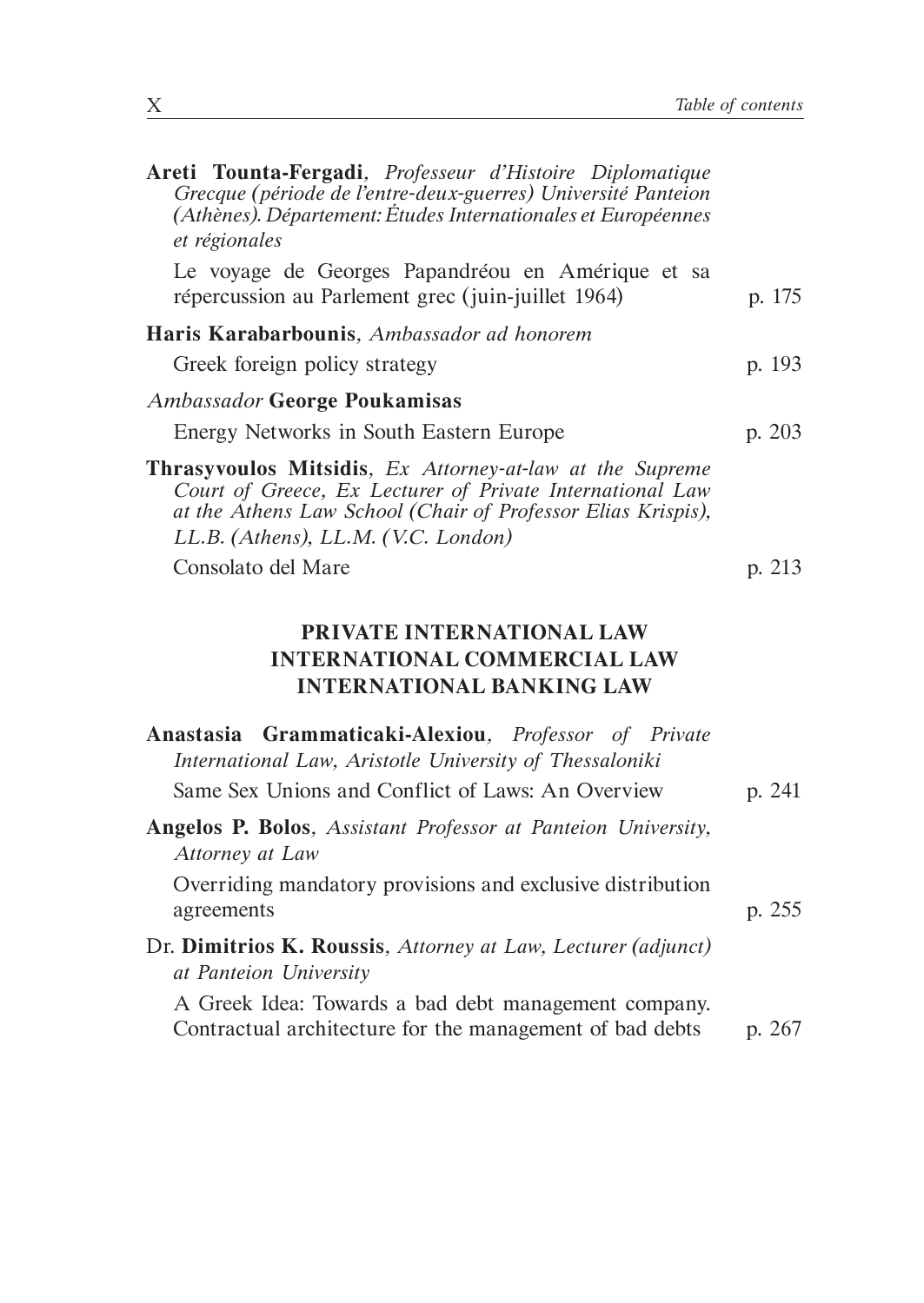**Areti Tounta-Fergadi**, *Professeur d'Histoire Diplomatique Grecque (période de l'entre-deux-guerres) Université Panteion (Athènes). Département: Études Internationales et Européennes et régionales*

Le voyage de Georges Papandréou en Amérique et sa répercussion au Parlement grec (juin-juillet 1964) p. 175

**Haris Karabarbounis**, *Ambassador ad honorem*

Greek foreign policy strategy p. 193

*Ambassador* **George Poukamisas**

Energy Networks in South Eastern Europe p. 203

**Thrasyvoulos Mitsidis**, *Ex Attorney-at-law at the Supreme Court of Greece, Ex Lecturer of Private International Law at the Athens Law School (Chair of Professor Elias Krispis), LL.B. (Athens), LL.M. (V.C. London)*

Consolato del Mare p. 213

## PRIVATE INTERNATIONAL LAW
## INTERNATIONAL COMMERCIAL LAW
## INTERNATIONAL BANKING LAW

**Anastasia Grammaticaki-Alexiou**, *Professor of Private International Law, Aristotle University of Thessaloniki*

Same Sex Unions and Conflict of Laws: An Overview p. 241

**Angelos P. Bolos**, *Assistant Professor at Panteion University, Attorney at Law*

Overriding mandatory provisions and exclusive distribution agreements p. 255

Dr. **Dimitrios K. Roussis**, *Attorney at Law, Lecturer (adjunct) at Panteion University*

A Greek Idea: Towards a bad debt management company. Contractual architecture for the management of bad debts p. 267